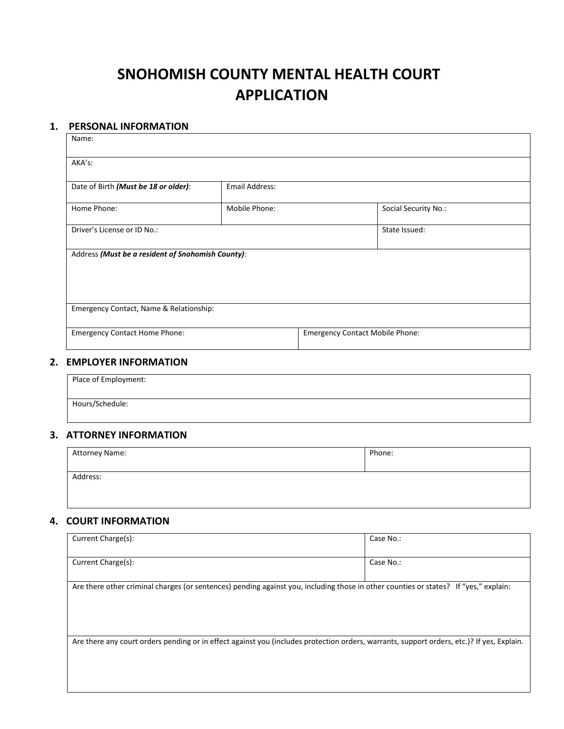# SNOHOMISH COUNTY MENTAL HEALTH COURT APPLICATION

## 1. PERSONAL INFORMATION

| | | |
|---|---|---|
| Name: | | |
| AKA's: | | |
| Date of Birth ***(Must be 18 or older)***: | Email Address: | |
| Home Phone: | Mobile Phone: | Social Security No.: |
| Driver's License or ID No.: | | State Issued: |
| Address ***(Must be a resident of Snohomish County)***: | | |
| Emergency Contact, Name & Relationship: | | |
| Emergency Contact Home Phone: | Emergency Contact Mobile Phone: | |

## 2. EMPLOYER INFORMATION

| |
|---|
| Place of Employment: |
| Hours/Schedule: |

## 3. ATTORNEY INFORMATION

| | |
|---|---|
| Attorney Name: | Phone: |
| Address: | |

## 4. COURT INFORMATION

| | |
|---|---|
| Current Charge(s): | Case No.: |
| Current Charge(s): | Case No.: |
| Are there other criminal charges (or sentences) pending against you, including those in other counties or states? If "yes," explain: | |
| Are there any court orders pending or in effect against you (includes protection orders, warrants, support orders, etc.)? If yes, Explain. | |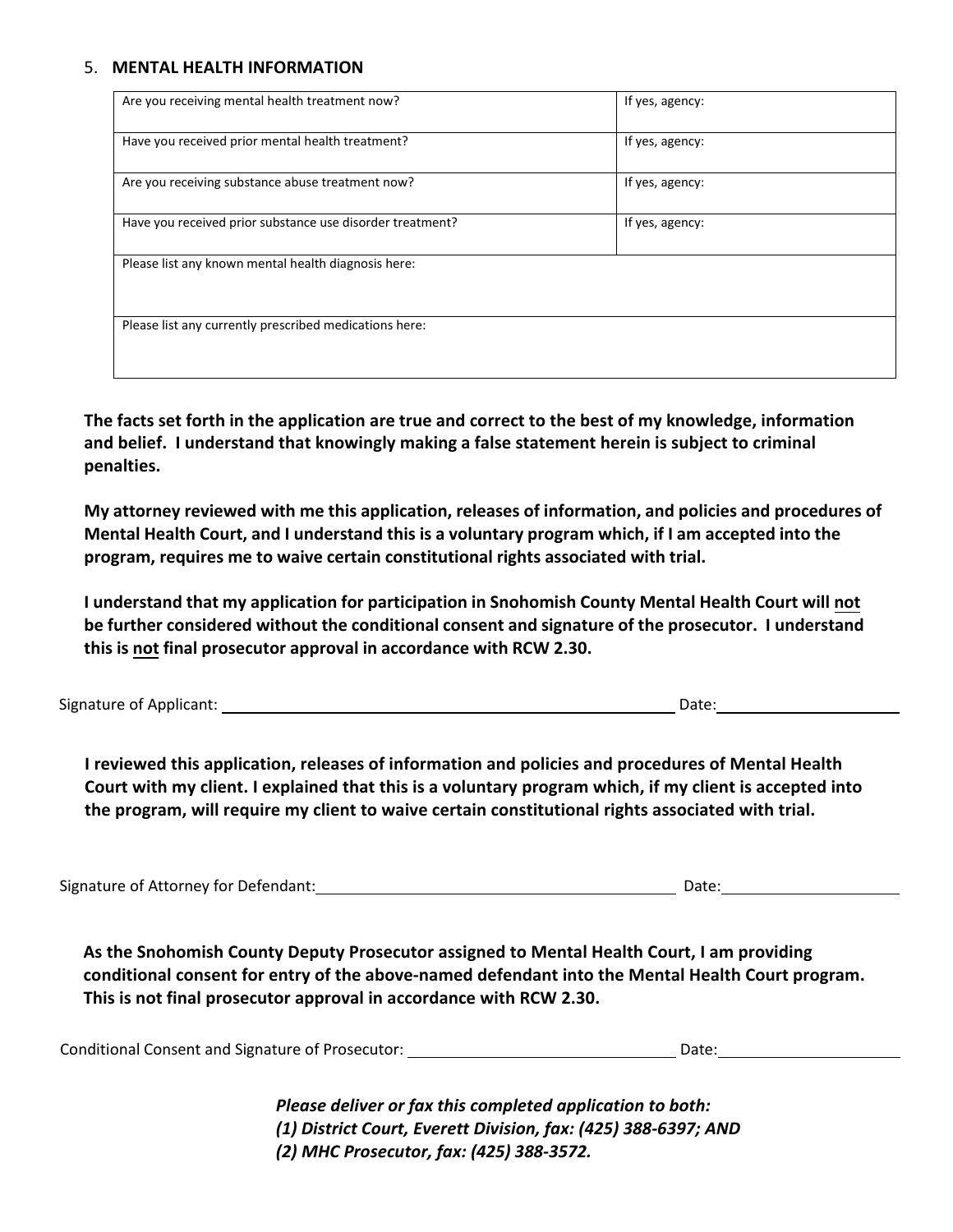## 5. **MENTAL HEALTH INFORMATION**

| | |
|---|---|
| Are you receiving mental health treatment now? | If yes, agency: |
| Have you received prior mental health treatment? | If yes, agency: |
| Are you receiving substance abuse treatment now? | If yes, agency: |
| Have you received prior substance use disorder treatment? | If yes, agency: |
| Please list any known mental health diagnosis here: | |
| Please list any currently prescribed medications here: | |

**The facts set forth in the application are true and correct to the best of my knowledge, information and belief. I understand that knowingly making a false statement herein is subject to criminal penalties.**

**My attorney reviewed with me this application, releases of information, and policies and procedures of Mental Health Court, and I understand this is a voluntary program which, if I am accepted into the program, requires me to waive certain constitutional rights associated with trial.**

**I understand that my application for participation in Snohomish County Mental Health Court will not be further considered without the conditional consent and signature of the prosecutor. I understand this is not final prosecutor approval in accordance with RCW 2.30.**

Signature of Applicant: ______________________________ Date: ______________

**I reviewed this application, releases of information and policies and procedures of Mental Health Court with my client. I explained that this is a voluntary program which, if my client is accepted into the program, will require my client to waive certain constitutional rights associated with trial.**

Signature of Attorney for Defendant: ______________________________ Date: ______________

**As the Snohomish County Deputy Prosecutor assigned to Mental Health Court, I am providing conditional consent for entry of the above-named defendant into the Mental Health Court program. This is not final prosecutor approval in accordance with RCW 2.30.**

Conditional Consent and Signature of Prosecutor: ______________________________ Date: ______________

***Please deliver or fax this completed application to both:***
***(1) District Court, Everett Division, fax: (425) 388-6397; AND***
***(2) MHC Prosecutor, fax: (425) 388-3572.***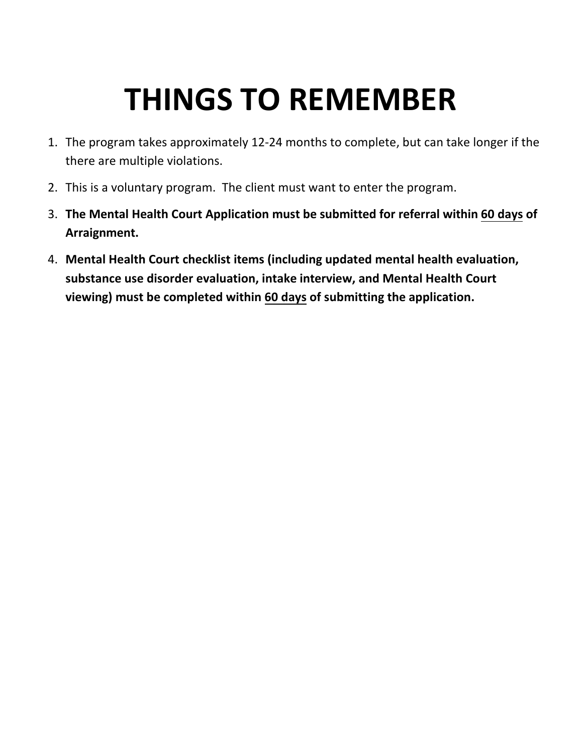# THINGS TO REMEMBER

1. The program takes approximately 12-24 months to complete, but can take longer if the there are multiple violations.
2. This is a voluntary program. The client must want to enter the program.
3. **The Mental Health Court Application must be submitted for referral within <u>60 days</u> of Arraignment.**
4. **Mental Health Court checklist items (including updated mental health evaluation, substance use disorder evaluation, intake interview, and Mental Health Court viewing) must be completed within <u>60 days</u> of submitting the application.**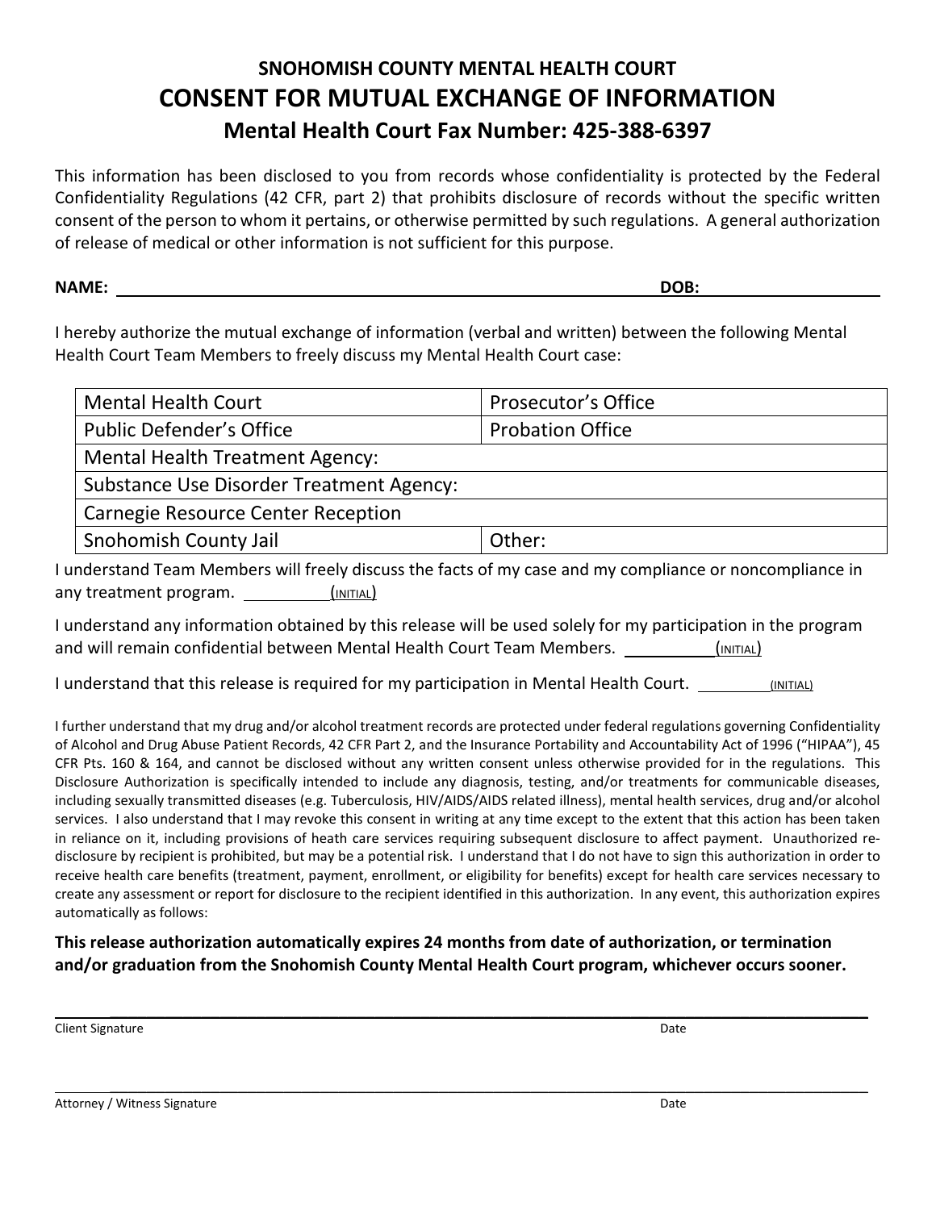# SNOHOMISH COUNTY MENTAL HEALTH COURT
# CONSENT FOR MUTUAL EXCHANGE OF INFORMATION
## Mental Health Court Fax Number: 425-388-6397

This information has been disclosed to you from records whose confidentiality is protected by the Federal Confidentiality Regulations (42 CFR, part 2) that prohibits disclosure of records without the specific written consent of the person to whom it pertains, or otherwise permitted by such regulations. A general authorization of release of medical or other information is not sufficient for this purpose.

**NAME:** ______________________________________________ **DOB:** ________________

I hereby authorize the mutual exchange of information (verbal and written) between the following Mental Health Court Team Members to freely discuss my Mental Health Court case:

| | |
|---|---|
| Mental Health Court | Prosecutor's Office |
| Public Defender's Office | Probation Office |
| Mental Health Treatment Agency: | |
| Substance Use Disorder Treatment Agency: | |
| Carnegie Resource Center Reception | |
| Snohomish County Jail | Other: |

I understand Team Members will freely discuss the facts of my case and my compliance or noncompliance in any treatment program. __________(INITIAL)

I understand any information obtained by this release will be used solely for my participation in the program and will remain confidential between Mental Health Court Team Members. __________(INITIAL)

I understand that this release is required for my participation in Mental Health Court. __________(INITIAL)

I further understand that my drug and/or alcohol treatment records are protected under federal regulations governing Confidentiality of Alcohol and Drug Abuse Patient Records, 42 CFR Part 2, and the Insurance Portability and Accountability Act of 1996 ("HIPAA"), 45 CFR Pts. 160 & 164, and cannot be disclosed without any written consent unless otherwise provided for in the regulations. This Disclosure Authorization is specifically intended to include any diagnosis, testing, and/or treatments for communicable diseases, including sexually transmitted diseases (e.g. Tuberculosis, HIV/AIDS/AIDS related illness), mental health services, drug and/or alcohol services. I also understand that I may revoke this consent in writing at any time except to the extent that this action has been taken in reliance on it, including provisions of heath care services requiring subsequent disclosure to affect payment. Unauthorized re-disclosure by recipient is prohibited, but may be a potential risk. I understand that I do not have to sign this authorization in order to receive health care benefits (treatment, payment, enrollment, or eligibility for benefits) except for health care services necessary to create any assessment or report for disclosure to the recipient identified in this authorization. In any event, this authorization expires automatically as follows:

**This release authorization automatically expires 24 months from date of authorization, or termination and/or graduation from the Snohomish County Mental Health Court program, whichever occurs sooner.**

______________________________________________________________________________

Client Signature                                                                                                    Date

______________________________________________________________________________

Attorney / Witness Signature                                                                                    Date